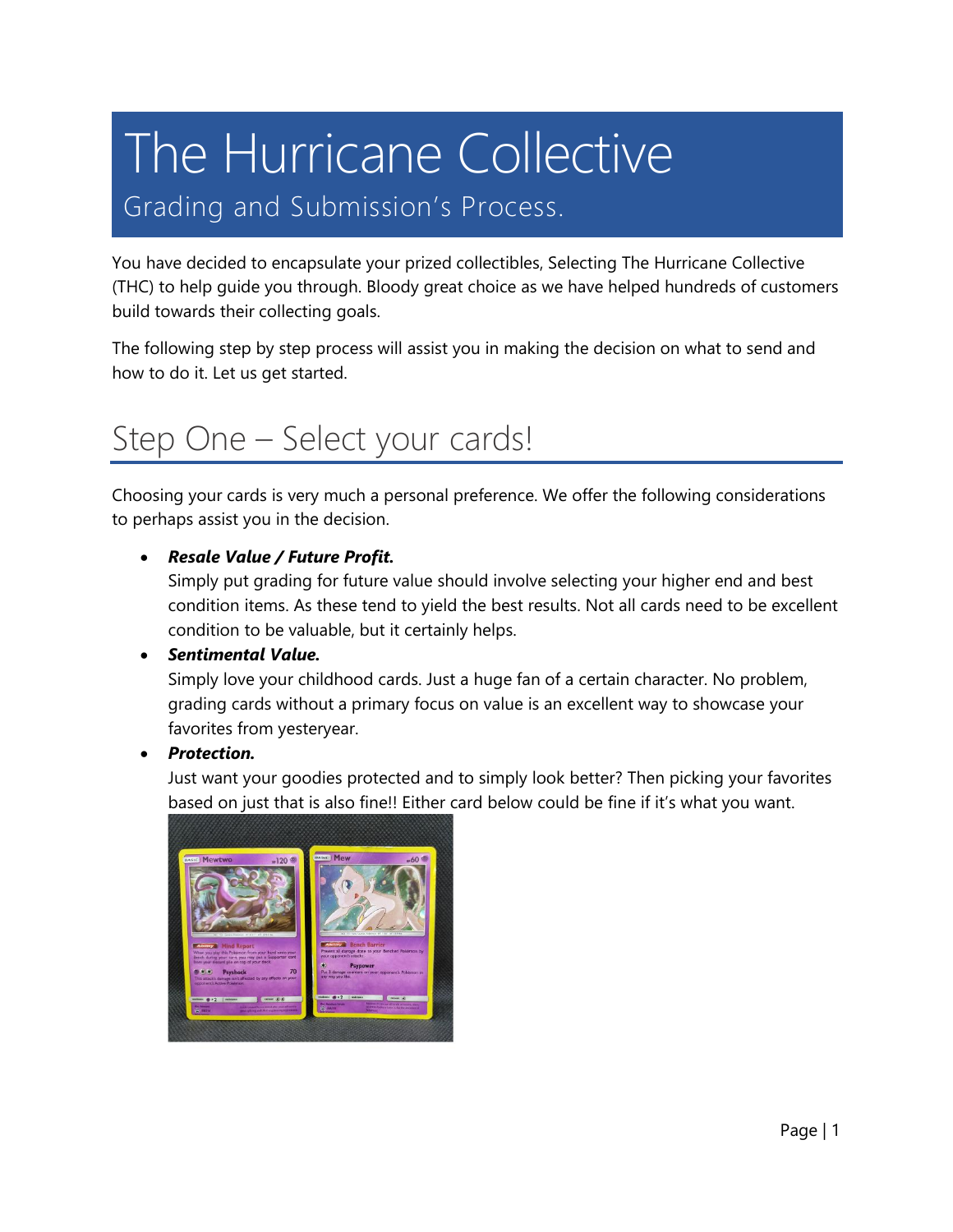# The Hurricane Collective

Grading and Submission's Process.

You have decided to encapsulate your prized collectibles, Selecting The Hurricane Collective (THC) to help guide you through. Bloody great choice as we have helped hundreds of customers build towards their collecting goals.

The following step by step process will assist you in making the decision on what to send and how to do it. Let us get started.

## Step One – Select your cards!

Choosing your cards is very much a personal preference. We offer the following considerations to perhaps assist you in the decision.

- ***Resale Value / Future Profit.***
  Simply put grading for future value should involve selecting your higher end and best condition items. As these tend to yield the best results. Not all cards need to be excellent condition to be valuable, but it certainly helps.
- ***Sentimental Value.***
  Simply love your childhood cards. Just a huge fan of a certain character. No problem, grading cards without a primary focus on value is an excellent way to showcase your favorites from yesteryear.
- ***Protection.***
  Just want your goodies protected and to simply look better? Then picking your favorites based on just that is also fine!! Either card below could be fine if it's what you want.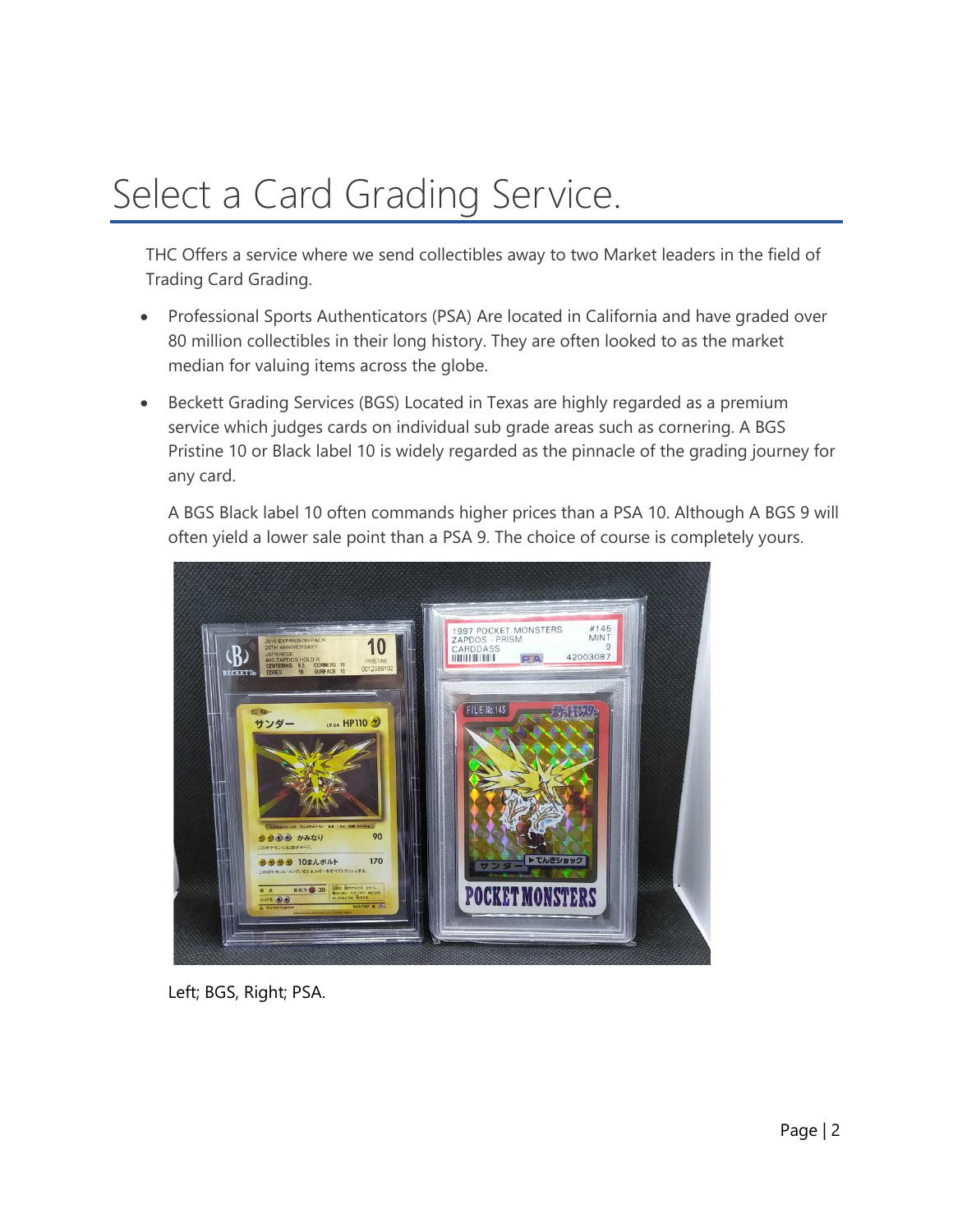# Select a Card Grading Service.

THC Offers a service where we send collectibles away to two Market leaders in the field of Trading Card Grading.

- Professional Sports Authenticators (PSA) Are located in California and have graded over 80 million collectibles in their long history. They are often looked to as the market median for valuing items across the globe.
- Beckett Grading Services (BGS) Located in Texas are highly regarded as a premium service which judges cards on individual sub grade areas such as cornering. A BGS Pristine 10 or Black label 10 is widely regarded as the pinnacle of the grading journey for any card.

  A BGS Black label 10 often commands higher prices than a PSA 10. Although A BGS 9 will often yield a lower sale point than a PSA 9. The choice of course is completely yours.

Left; BGS, Right; PSA.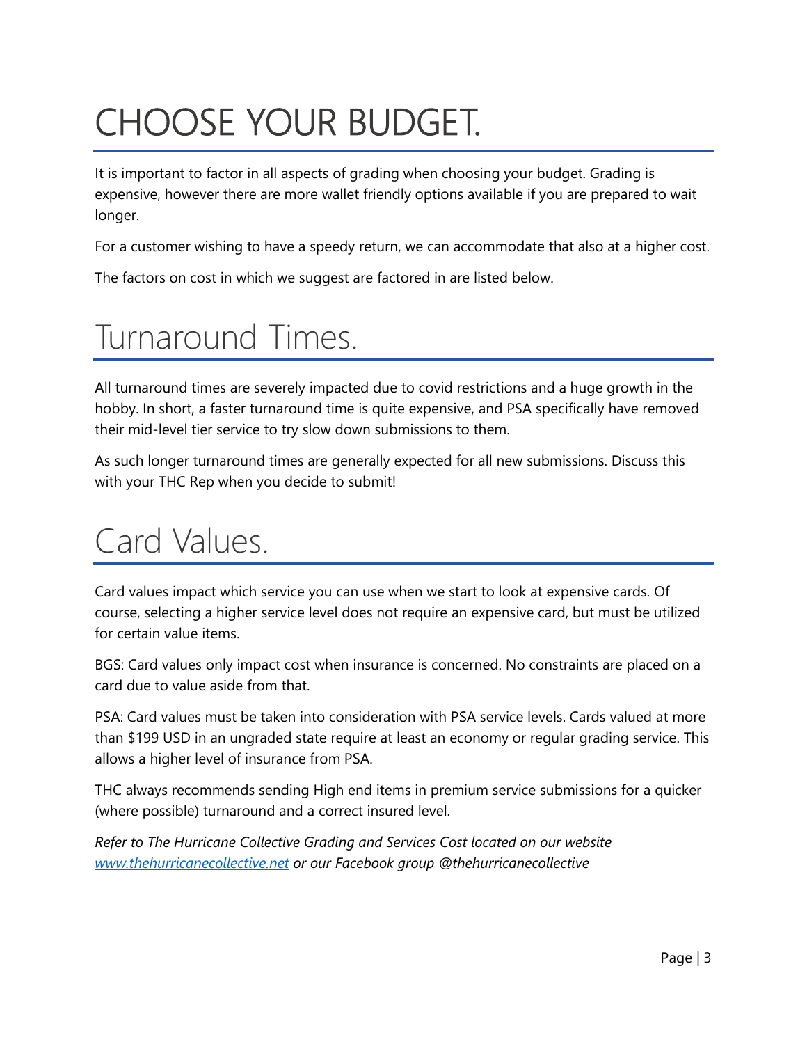# CHOOSE YOUR BUDGET.

It is important to factor in all aspects of grading when choosing your budget. Grading is expensive, however there are more wallet friendly options available if you are prepared to wait longer.

For a customer wishing to have a speedy return, we can accommodate that also at a higher cost.

The factors on cost in which we suggest are factored in are listed below.

# Turnaround Times.

All turnaround times are severely impacted due to covid restrictions and a huge growth in the hobby. In short, a faster turnaround time is quite expensive, and PSA specifically have removed their mid-level tier service to try slow down submissions to them.

As such longer turnaround times are generally expected for all new submissions. Discuss this with your THC Rep when you decide to submit!

# Card Values.

Card values impact which service you can use when we start to look at expensive cards. Of course, selecting a higher service level does not require an expensive card, but must be utilized for certain value items.

BGS: Card values only impact cost when insurance is concerned. No constraints are placed on a card due to value aside from that.

PSA: Card values must be taken into consideration with PSA service levels. Cards valued at more than $199 USD in an ungraded state require at least an economy or regular grading service. This allows a higher level of insurance from PSA.

THC always recommends sending High end items in premium service submissions for a quicker (where possible) turnaround and a correct insured level.

*Refer to The Hurricane Collective Grading and Services Cost located on our website [www.thehurricanecollective.net](http://www.thehurricanecollective.net) or our Facebook group @thehurricanecollective*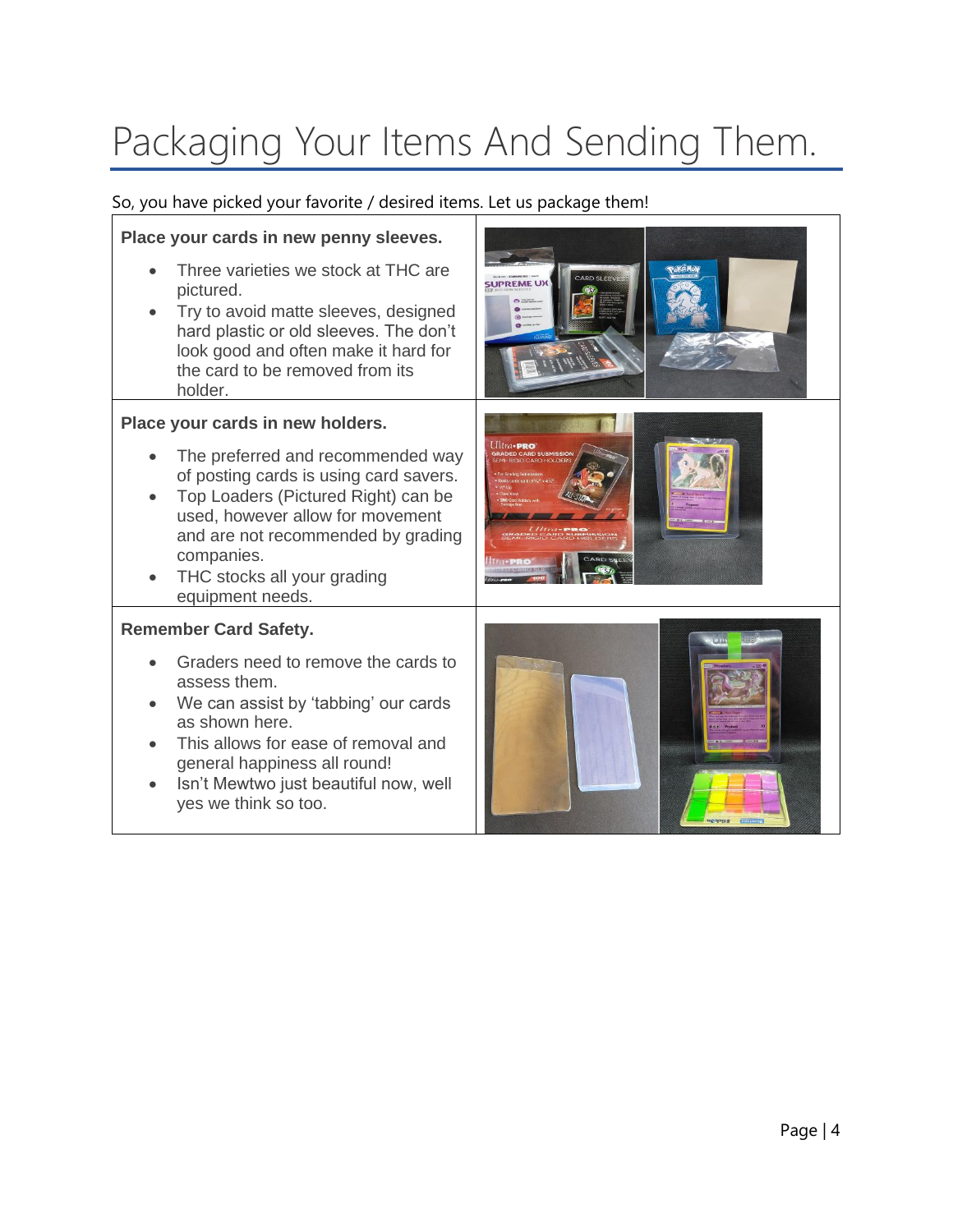# Packaging Your Items And Sending Them.

So, you have picked your favorite / desired items. Let us package them!

| | |
|---|---|
| **Place your cards in new penny sleeves.**<br><br>• Three varieties we stock at THC are pictured.<br>• Try to avoid matte sleeves, designed hard plastic or old sleeves. The don't look good and often make it hard for the card to be removed from its holder. | |
| **Place your cards in new holders.**<br><br>• The preferred and recommended way of posting cards is using card savers.<br>• Top Loaders (Pictured Right) can be used, however allow for movement and are not recommended by grading companies.<br>• THC stocks all your grading equipment needs. | |
| **Remember Card Safety.**<br><br>• Graders need to remove the cards to assess them.<br>• We can assist by 'tabbing' our cards as shown here.<br>• This allows for ease of removal and general happiness all round!<br>• Isn't Mewtwo just beautiful now, well yes we think so too. | |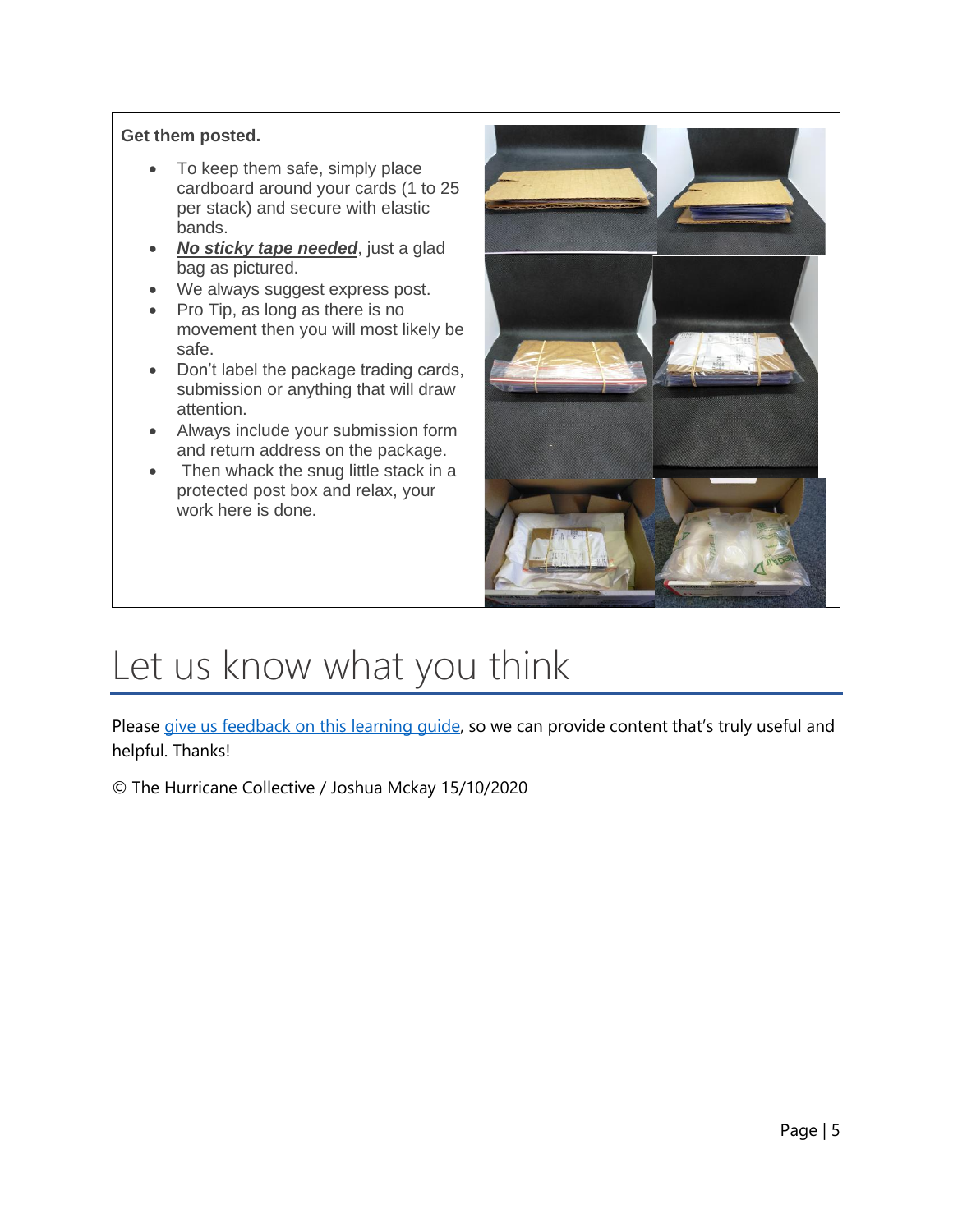**Get them posted.**

- To keep them safe, simply place cardboard around your cards (1 to 25 per stack) and secure with elastic bands.
- ***No sticky tape needed***, just a glad bag as pictured.
- We always suggest express post.
- Pro Tip, as long as there is no movement then you will most likely be safe.
- Don't label the package trading cards, submission or anything that will draw attention.
- Always include your submission form and return address on the package.
- Then whack the snug little stack in a protected post box and relax, your work here is done.

# Let us know what you think

Please give us feedback on this learning guide, so we can provide content that's truly useful and helpful. Thanks!

© The Hurricane Collective / Joshua Mckay 15/10/2020